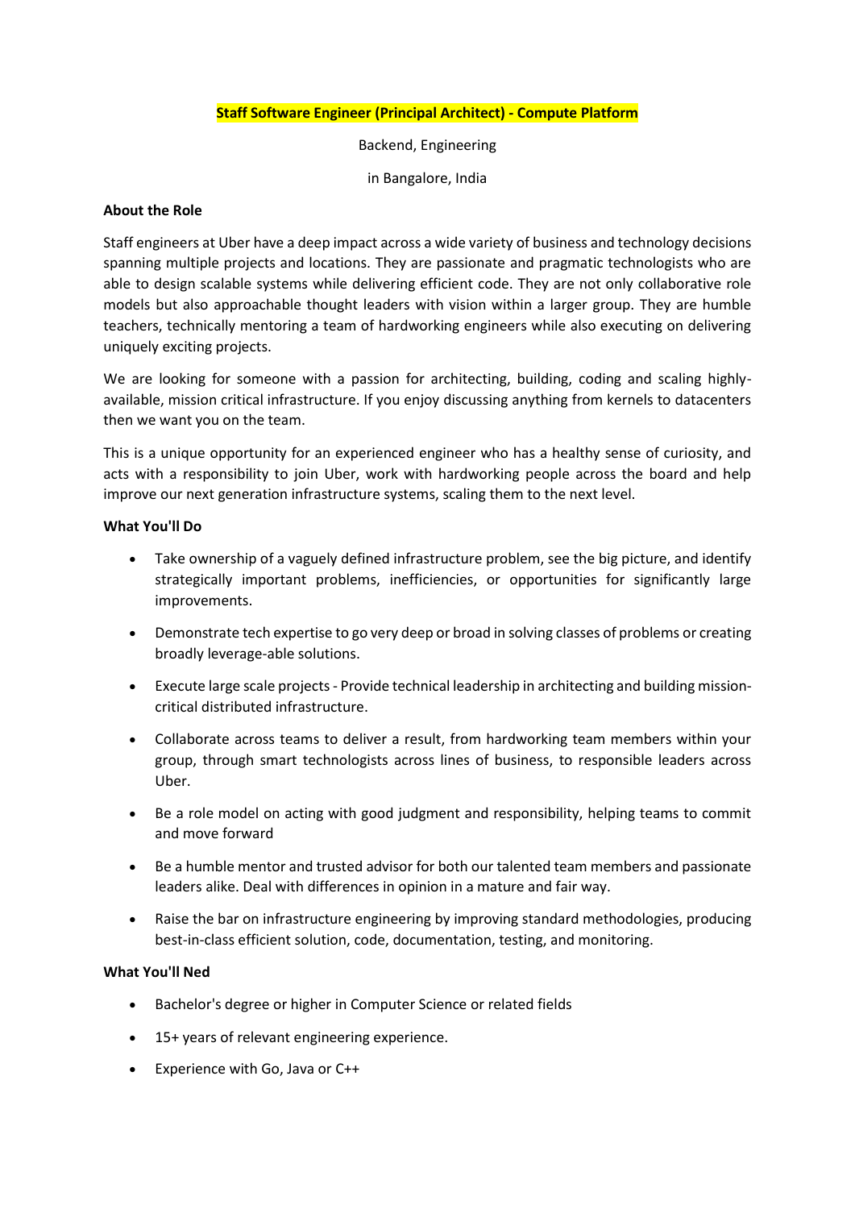# **Staff Software Engineer (Principal Architect) - Compute Platform**

Backend, Engineering

in Bangalore, India

### About the Role

Staff engineers at Uber have a deep impact across a wide variety of business and technology decisions spanning multiple projects and locations. They are passionate and pragmatic technologists who are able to design scalable systems while delivering efficient code. They are not only collaborative role models but also approachable thought leaders with vision within a larger group. They are humble teachers, technically mentoring a team of hardworking engineers while also executing on delivering uniquely exciting projects.

We are looking for someone with a passion for architecting, building, coding and scaling highly-available, mission critical infrastructure. If you enjoy discussing anything from kernels to datacenters then we want you on the team.

This is a unique opportunity for an experienced engineer who has a healthy sense of curiosity, and acts with a responsibility to join Uber, work with hardworking people across the board and help improve our next generation infrastructure systems, scaling them to the next level.

### What You'll Do

- Take ownership of a vaguely defined infrastructure problem, see the big picture, and identify strategically important problems, inefficiencies, or opportunities for significantly large improvements.
- Demonstrate tech expertise to go very deep or broad in solving classes of problems or creating broadly leverage-able solutions.
- Execute large scale projects - Provide technical leadership in architecting and building mission-critical distributed infrastructure.
- Collaborate across teams to deliver a result, from hardworking team members within your group, through smart technologists across lines of business, to responsible leaders across Uber.
- Be a role model on acting with good judgment and responsibility, helping teams to commit and move forward
- Be a humble mentor and trusted advisor for both our talented team members and passionate leaders alike. Deal with differences in opinion in a mature and fair way.
- Raise the bar on infrastructure engineering by improving standard methodologies, producing best-in-class efficient solution, code, documentation, testing, and monitoring.

### What You'll Ned

- Bachelor's degree or higher in Computer Science or related fields
- 15+ years of relevant engineering experience.
- Experience with Go, Java or C++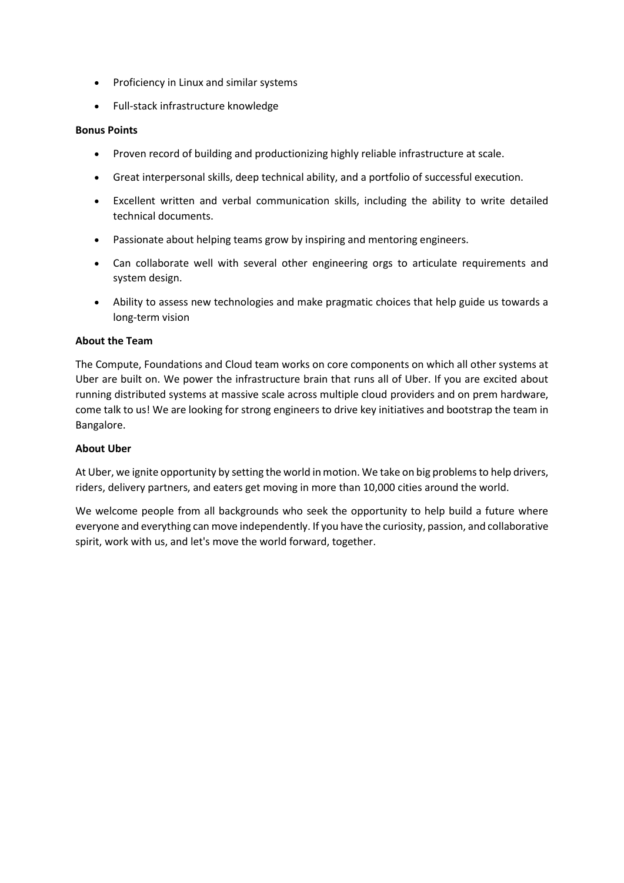- Proficiency in Linux and similar systems
- Full-stack infrastructure knowledge

**Bonus Points**

- Proven record of building and productionizing highly reliable infrastructure at scale.
- Great interpersonal skills, deep technical ability, and a portfolio of successful execution.
- Excellent written and verbal communication skills, including the ability to write detailed technical documents.
- Passionate about helping teams grow by inspiring and mentoring engineers.
- Can collaborate well with several other engineering orgs to articulate requirements and system design.
- Ability to assess new technologies and make pragmatic choices that help guide us towards a long-term vision

**About the Team**

The Compute, Foundations and Cloud team works on core components on which all other systems at Uber are built on. We power the infrastructure brain that runs all of Uber. If you are excited about running distributed systems at massive scale across multiple cloud providers and on prem hardware, come talk to us! We are looking for strong engineers to drive key initiatives and bootstrap the team in Bangalore.

**About Uber**

At Uber, we ignite opportunity by setting the world in motion. We take on big problems to help drivers, riders, delivery partners, and eaters get moving in more than 10,000 cities around the world.

We welcome people from all backgrounds who seek the opportunity to help build a future where everyone and everything can move independently. If you have the curiosity, passion, and collaborative spirit, work with us, and let's move the world forward, together.